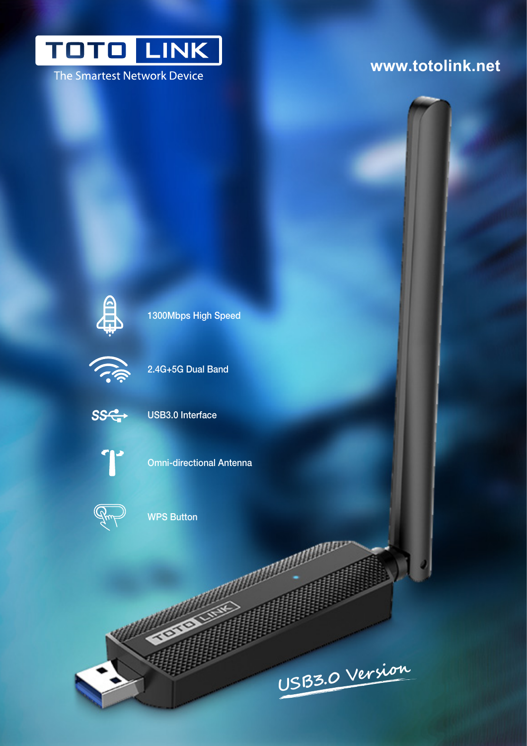# TOTO LINK

The Smartest Network Device

www.totolink.net

- 1300Mbps High Speed
- 2.4G+5G Dual Band
- USB3.0 Interface
- Omni-directional Antenna
- WPS Button

USB3.0 Version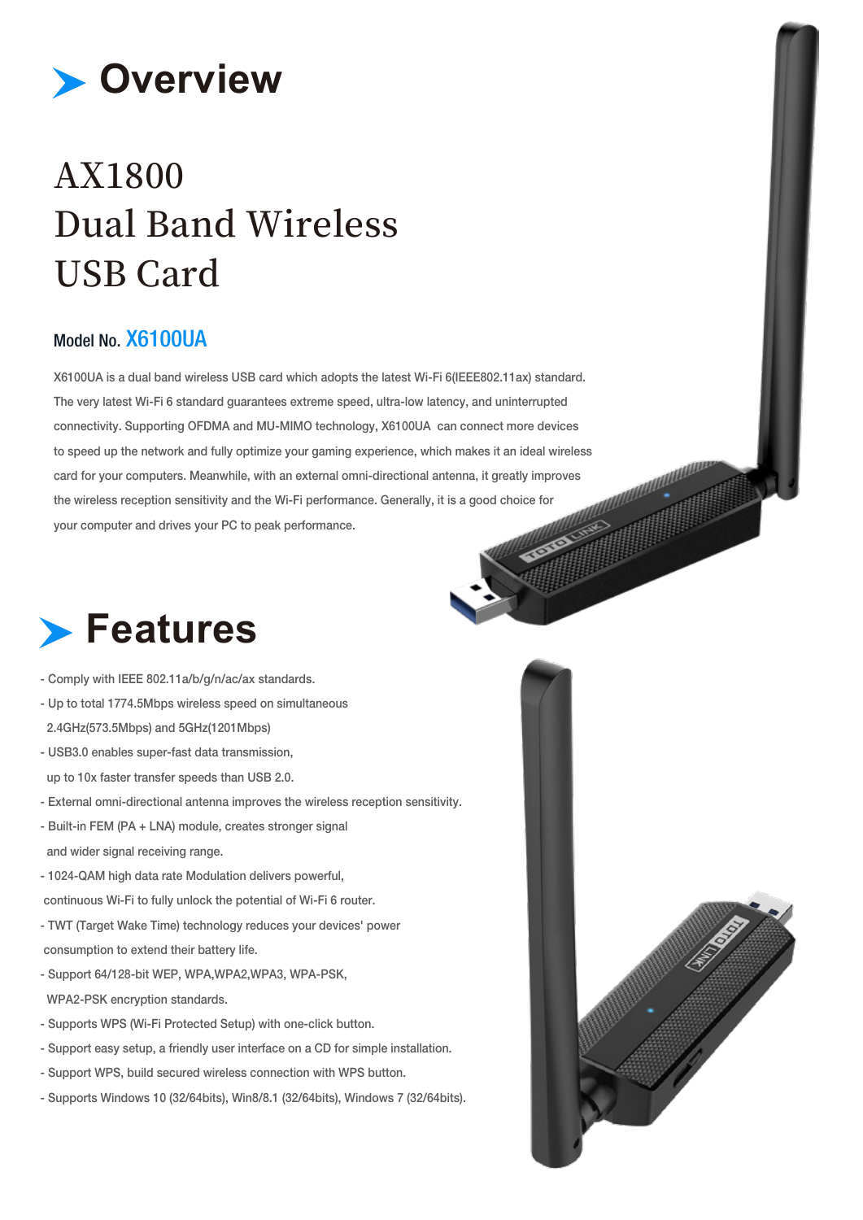# Overview

## AX1800 Dual Band Wireless USB Card

### Model No. X6100UA

X6100UA is a dual band wireless USB card which adopts the latest Wi-Fi 6(IEEE802.11ax) standard. The very latest Wi-Fi 6 standard guarantees extreme speed, ultra-low latency, and uninterrupted connectivity. Supporting OFDMA and MU-MIMO technology, X6100UA can connect more devices to speed up the network and fully optimize your gaming experience, which makes it an ideal wireless card for your computers. Meanwhile, with an external omni-directional antenna, it greatly improves the wireless reception sensitivity and the Wi-Fi performance. Generally, it is a good choice for your computer and drives your PC to peak performance.

# Features

- Comply with IEEE 802.11a/b/g/n/ac/ax standards.
- Up to total 1774.5Mbps wireless speed on simultaneous 2.4GHz(573.5Mbps) and 5GHz(1201Mbps)
- USB3.0 enables super-fast data transmission, up to 10x faster transfer speeds than USB 2.0.
- External omni-directional antenna improves the wireless reception sensitivity.
- Built-in FEM (PA + LNA) module, creates stronger signal and wider signal receiving range.
- 1024-QAM high data rate Modulation delivers powerful, continuous Wi-Fi to fully unlock the potential of Wi-Fi 6 router.
- TWT (Target Wake Time) technology reduces your devices' power consumption to extend their battery life.
- Support 64/128-bit WEP, WPA,WPA2,WPA3, WPA-PSK, WPA2-PSK encryption standards.
- Supports WPS (Wi-Fi Protected Setup) with one-click button.
- Support easy setup, a friendly user interface on a CD for simple installation.
- Support WPS, build secured wireless connection with WPS button.
- Supports Windows 10 (32/64bits), Win8/8.1 (32/64bits), Windows 7 (32/64bits).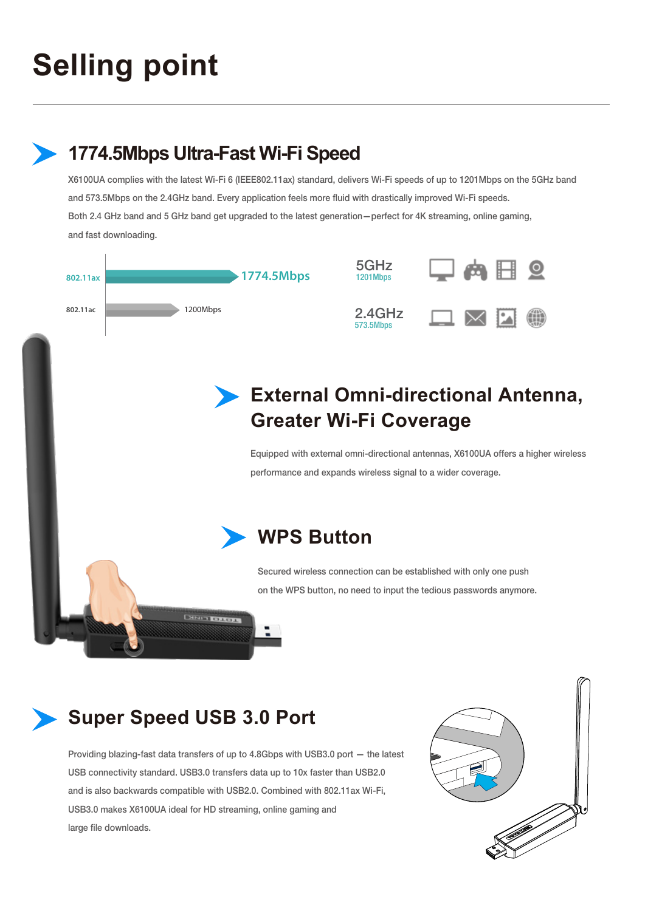# Selling point

## 1774.5Mbps Ultra-Fast Wi-Fi Speed

X6100UA complies with the latest Wi-Fi 6 (IEEE802.11ax) standard, delivers Wi-Fi speeds of up to 1201Mbps on the 5GHz band and 573.5Mbps on the 2.4GHz band. Every application feels more fluid with drastically improved Wi-Fi speeds.

Both 2.4 GHz band and 5 GHz band get upgraded to the latest generation—perfect for 4K streaming, online gaming, and fast downloading.

802.11ax 1774.5Mbps

802.11ac 1200Mbps

5GHz 1201Mbps

2.4GHz 573.5Mbps

## External Omni-directional Antenna, Greater Wi-Fi Coverage

Equipped with external omni-directional antennas, X6100UA offers a higher wireless performance and expands wireless signal to a wider coverage.

## WPS Button

Secured wireless connection can be established with only one push on the WPS button, no need to input the tedious passwords anymore.

## Super Speed USB 3.0 Port

Providing blazing-fast data transfers of up to 4.8Gbps with USB3.0 port — the latest USB connectivity standard. USB3.0 transfers data up to 10x faster than USB2.0 and is also backwards compatible with USB2.0. Combined with 802.11ax Wi-Fi, USB3.0 makes X6100UA ideal for HD streaming, online gaming and large file downloads.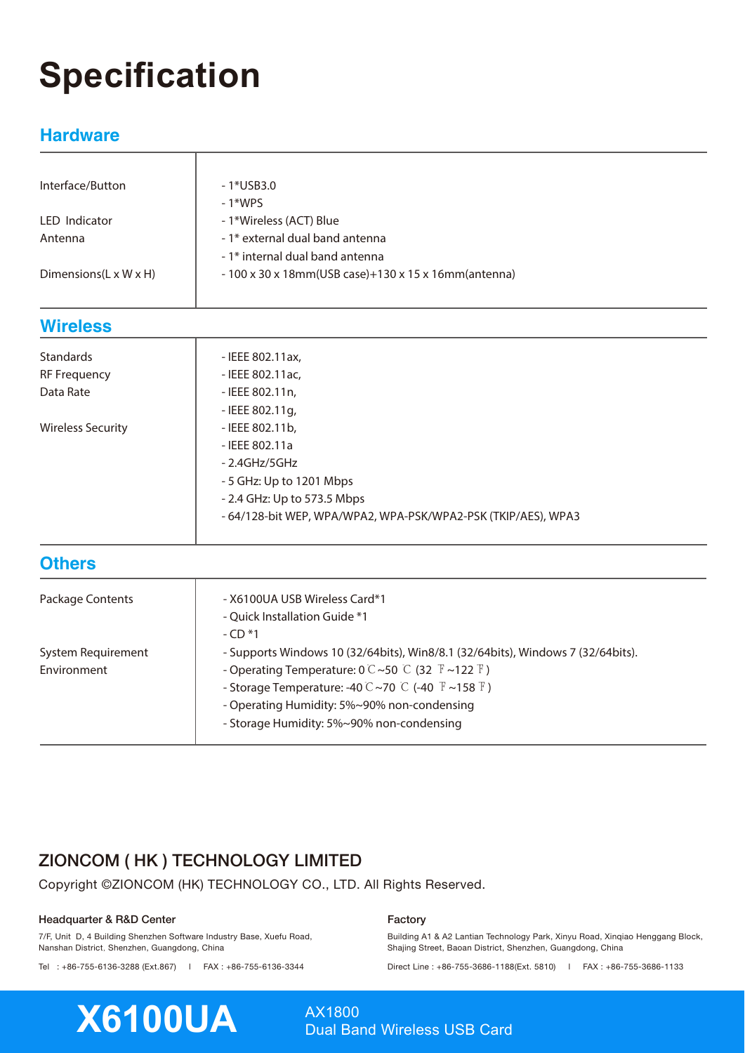# Specification

## Hardware

| | |
|---|---|
| Interface/Button | - 1*USB3.0<br>- 1*WPS |
| LED Indicator | - 1*Wireless (ACT) Blue |
| Antenna | - 1* external dual band antenna<br>- 1* internal dual band antenna |
| Dimensions(L x W x H) | - 100 x 30 x 18mm(USB case)+130 x 15 x 16mm(antenna) |

## Wireless

| | |
|---|---|
| Standards | - IEEE 802.11ax,<br>- IEEE 802.11ac,<br>- IEEE 802.11n,<br>- IEEE 802.11g,<br>- IEEE 802.11b,<br>- IEEE 802.11a |
| RF Frequency | - 2.4GHz/5GHz |
| Data Rate | - 5 GHz: Up to 1201 Mbps<br>- 2.4 GHz: Up to 573.5 Mbps |
| Wireless Security | - 64/128-bit WEP, WPA/WPA2, WPA-PSK/WPA2-PSK (TKIP/AES), WPA3 |

## Others

| | |
|---|---|
| Package Contents | - X6100UA USB Wireless Card*1<br>- Quick Installation Guide *1<br>- CD *1 |
| System Requirement | - Supports Windows 10 (32/64bits), Win8/8.1 (32/64bits), Windows 7 (32/64bits). |
| Environment | - Operating Temperature: 0℃~50 ℃ (32 ℉~122 ℉)<br>- Storage Temperature: -40℃~70 ℃ (-40 ℉~158 ℉)<br>- Operating Humidity: 5%~90% non-condensing<br>- Storage Humidity: 5%~90% non-condensing |

## ZIONCOM ( HK ) TECHNOLOGY LIMITED

Copyright ©ZIONCOM (HK) TECHNOLOGY CO., LTD. All Rights Reserved.

**Headquarter & R&D Center**

7/F, Unit D, 4 Building Shenzhen Software Industry Base, Xuefu Road, Nanshan District, Shenzhen, Guangdong, China

Tel : +86-755-6136-3288 (Ext.867) | FAX : +86-755-6136-3344

**Factory**

Building A1 & A2 Lantian Technology Park, Xinyu Road, Xinqiao Henggang Block, Shajing Street, Baoan District, Shenzhen, Guangdong, China

Direct Line : +86-755-3686-1188(Ext. 5810) | FAX : +86-755-3686-1133

**X6100UA** AX1800 Dual Band Wireless USB Card